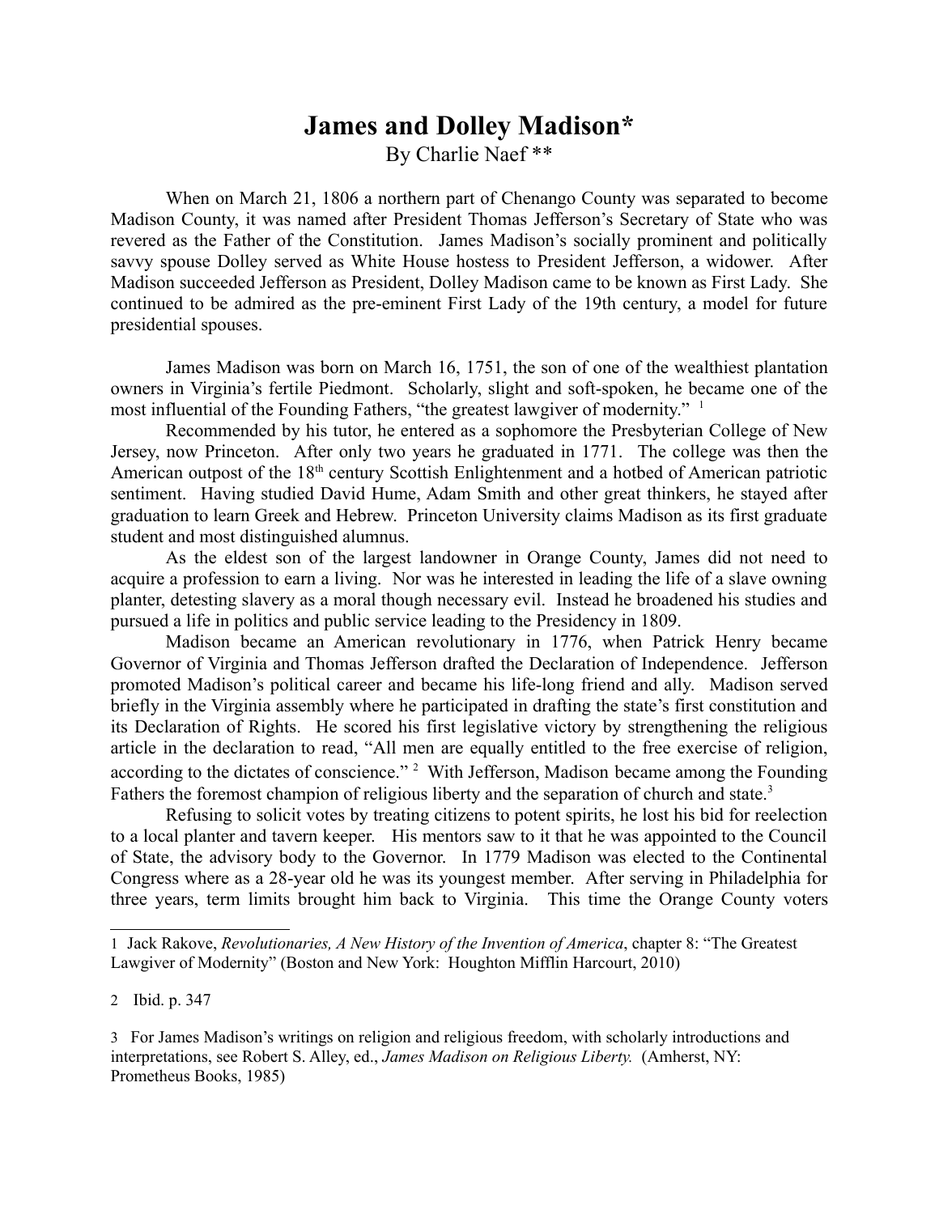# James and Dolley Madison*

By Charlie Naef **

When on March 21, 1806 a northern part of Chenango County was separated to become Madison County, it was named after President Thomas Jefferson's Secretary of State who was revered as the Father of the Constitution. James Madison's socially prominent and politically savvy spouse Dolley served as White House hostess to President Jefferson, a widower. After Madison succeeded Jefferson as President, Dolley Madison came to be known as First Lady. She continued to be admired as the pre-eminent First Lady of the 19th century, a model for future presidential spouses.

James Madison was born on March 16, 1751, the son of one of the wealthiest plantation owners in Virginia's fertile Piedmont. Scholarly, slight and soft-spoken, he became one of the most influential of the Founding Fathers, "the greatest lawgiver of modernity." [1]

Recommended by his tutor, he entered as a sophomore the Presbyterian College of New Jersey, now Princeton. After only two years he graduated in 1771. The college was then the American outpost of the 18th century Scottish Enlightenment and a hotbed of American patriotic sentiment. Having studied David Hume, Adam Smith and other great thinkers, he stayed after graduation to learn Greek and Hebrew. Princeton University claims Madison as its first graduate student and most distinguished alumnus.

As the eldest son of the largest landowner in Orange County, James did not need to acquire a profession to earn a living. Nor was he interested in leading the life of a slave owning planter, detesting slavery as a moral though necessary evil. Instead he broadened his studies and pursued a life in politics and public service leading to the Presidency in 1809.

Madison became an American revolutionary in 1776, when Patrick Henry became Governor of Virginia and Thomas Jefferson drafted the Declaration of Independence. Jefferson promoted Madison's political career and became his life-long friend and ally. Madison served briefly in the Virginia assembly where he participated in drafting the state's first constitution and its Declaration of Rights. He scored his first legislative victory by strengthening the religious article in the declaration to read, "All men are equally entitled to the free exercise of religion, according to the dictates of conscience." [2] With Jefferson, Madison became among the Founding Fathers the foremost champion of religious liberty and the separation of church and state.[3]

Refusing to solicit votes by treating citizens to potent spirits, he lost his bid for reelection to a local planter and tavern keeper. His mentors saw to it that he was appointed to the Council of State, the advisory body to the Governor. In 1779 Madison was elected to the Continental Congress where as a 28-year old he was its youngest member. After serving in Philadelphia for three years, term limits brought him back to Virginia. This time the Orange County voters

---

1 Jack Rakove, *Revolutionaries, A New History of the Invention of America*, chapter 8: "The Greatest Lawgiver of Modernity" (Boston and New York: Houghton Mifflin Harcourt, 2010)

2 Ibid. p. 347

3 For James Madison's writings on religion and religious freedom, with scholarly introductions and interpretations, see Robert S. Alley, ed., *James Madison on Religious Liberty.* (Amherst, NY: Prometheus Books, 1985)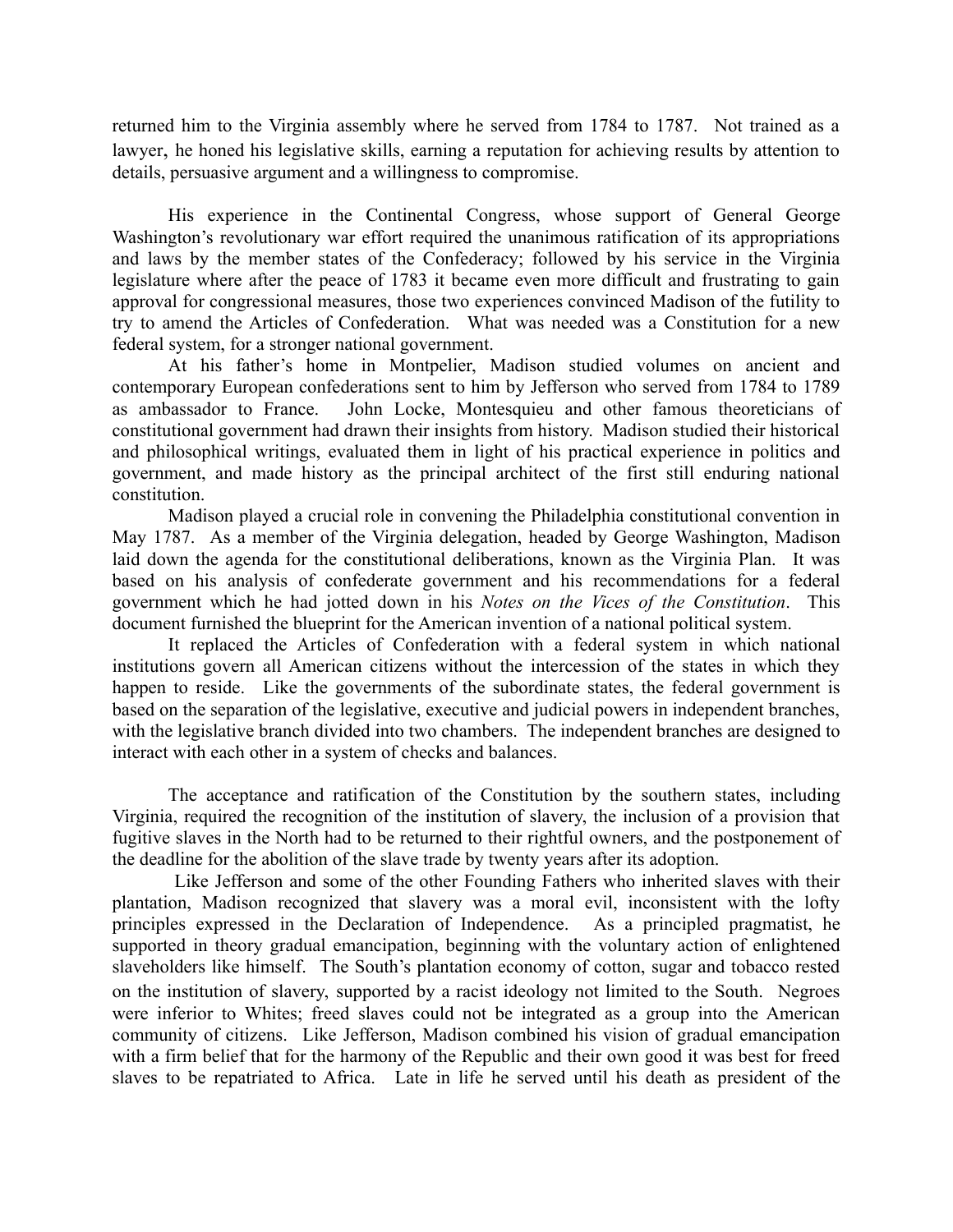returned him to the Virginia assembly where he served from 1784 to 1787. Not trained as a lawyer, he honed his legislative skills, earning a reputation for achieving results by attention to details, persuasive argument and a willingness to compromise.

His experience in the Continental Congress, whose support of General George Washington's revolutionary war effort required the unanimous ratification of its appropriations and laws by the member states of the Confederacy; followed by his service in the Virginia legislature where after the peace of 1783 it became even more difficult and frustrating to gain approval for congressional measures, those two experiences convinced Madison of the futility to try to amend the Articles of Confederation. What was needed was a Constitution for a new federal system, for a stronger national government.

At his father's home in Montpelier, Madison studied volumes on ancient and contemporary European confederations sent to him by Jefferson who served from 1784 to 1789 as ambassador to France. John Locke, Montesquieu and other famous theoreticians of constitutional government had drawn their insights from history. Madison studied their historical and philosophical writings, evaluated them in light of his practical experience in politics and government, and made history as the principal architect of the first still enduring national constitution.

Madison played a crucial role in convening the Philadelphia constitutional convention in May 1787. As a member of the Virginia delegation, headed by George Washington, Madison laid down the agenda for the constitutional deliberations, known as the Virginia Plan. It was based on his analysis of confederate government and his recommendations for a federal government which he had jotted down in his *Notes on the Vices of the Constitution*. This document furnished the blueprint for the American invention of a national political system.

It replaced the Articles of Confederation with a federal system in which national institutions govern all American citizens without the intercession of the states in which they happen to reside. Like the governments of the subordinate states, the federal government is based on the separation of the legislative, executive and judicial powers in independent branches, with the legislative branch divided into two chambers. The independent branches are designed to interact with each other in a system of checks and balances.

The acceptance and ratification of the Constitution by the southern states, including Virginia, required the recognition of the institution of slavery, the inclusion of a provision that fugitive slaves in the North had to be returned to their rightful owners, and the postponement of the deadline for the abolition of the slave trade by twenty years after its adoption.

Like Jefferson and some of the other Founding Fathers who inherited slaves with their plantation, Madison recognized that slavery was a moral evil, inconsistent with the lofty principles expressed in the Declaration of Independence. As a principled pragmatist, he supported in theory gradual emancipation, beginning with the voluntary action of enlightened slaveholders like himself. The South's plantation economy of cotton, sugar and tobacco rested on the institution of slavery, supported by a racist ideology not limited to the South. Negroes were inferior to Whites; freed slaves could not be integrated as a group into the American community of citizens. Like Jefferson, Madison combined his vision of gradual emancipation with a firm belief that for the harmony of the Republic and their own good it was best for freed slaves to be repatriated to Africa. Late in life he served until his death as president of the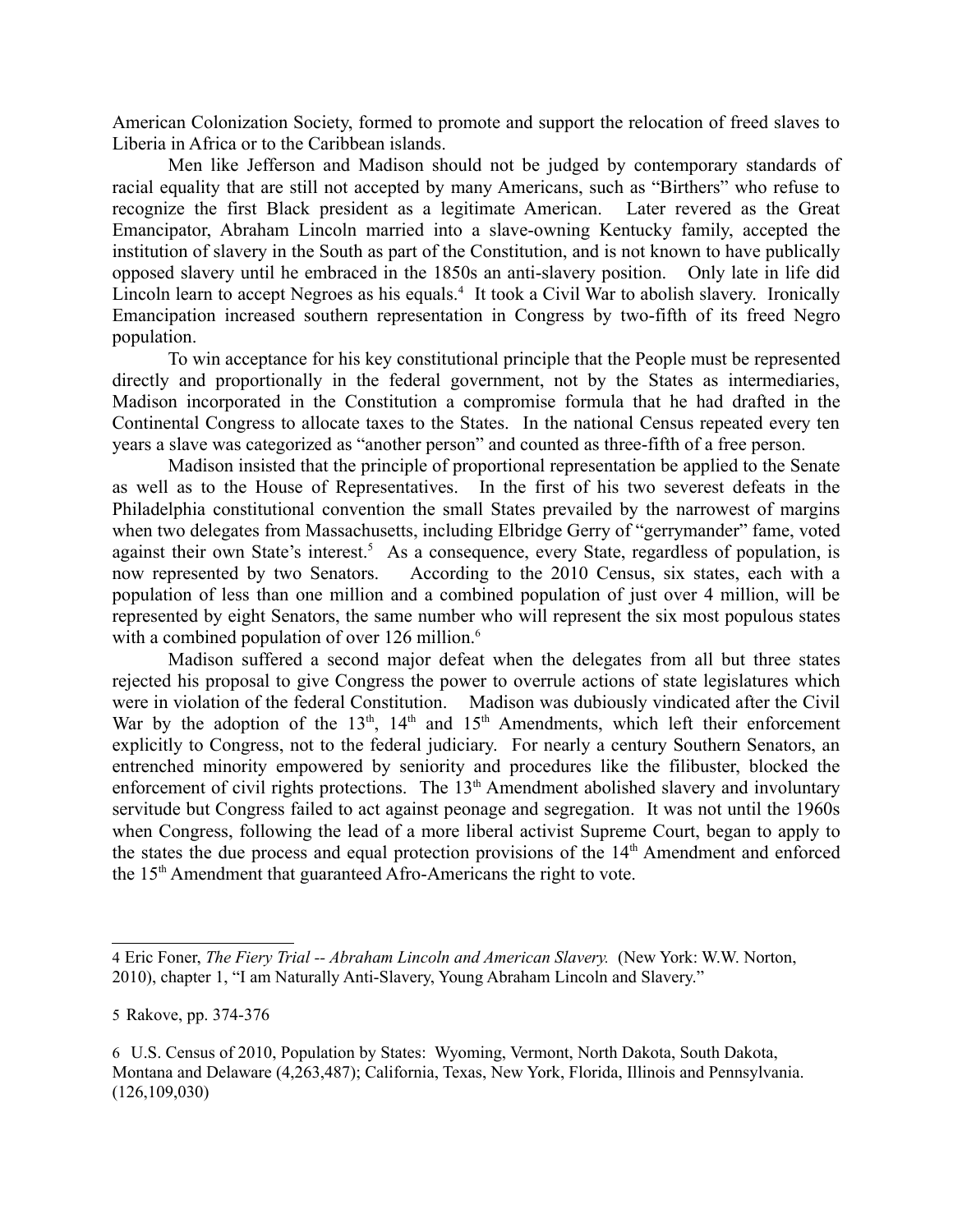American Colonization Society, formed to promote and support the relocation of freed slaves to Liberia in Africa or to the Caribbean islands.

Men like Jefferson and Madison should not be judged by contemporary standards of racial equality that are still not accepted by many Americans, such as "Birthers" who refuse to recognize the first Black president as a legitimate American. Later revered as the Great Emancipator, Abraham Lincoln married into a slave-owning Kentucky family, accepted the institution of slavery in the South as part of the Constitution, and is not known to have publically opposed slavery until he embraced in the 1850s an anti-slavery position. Only late in life did Lincoln learn to accept Negroes as his equals.[4] It took a Civil War to abolish slavery. Ironically Emancipation increased southern representation in Congress by two-fifth of its freed Negro population.

To win acceptance for his key constitutional principle that the People must be represented directly and proportionally in the federal government, not by the States as intermediaries, Madison incorporated in the Constitution a compromise formula that he had drafted in the Continental Congress to allocate taxes to the States. In the national Census repeated every ten years a slave was categorized as "another person" and counted as three-fifth of a free person.

Madison insisted that the principle of proportional representation be applied to the Senate as well as to the House of Representatives. In the first of his two severest defeats in the Philadelphia constitutional convention the small States prevailed by the narrowest of margins when two delegates from Massachusetts, including Elbridge Gerry of "gerrymander" fame, voted against their own State's interest.[5] As a consequence, every State, regardless of population, is now represented by two Senators. According to the 2010 Census, six states, each with a population of less than one million and a combined population of just over 4 million, will be represented by eight Senators, the same number who will represent the six most populous states with a combined population of over 126 million.[6]

Madison suffered a second major defeat when the delegates from all but three states rejected his proposal to give Congress the power to overrule actions of state legislatures which were in violation of the federal Constitution. Madison was dubiously vindicated after the Civil War by the adoption of the 13th, 14th and 15th Amendments, which left their enforcement explicitly to Congress, not to the federal judiciary. For nearly a century Southern Senators, an entrenched minority empowered by seniority and procedures like the filibuster, blocked the enforcement of civil rights protections. The 13th Amendment abolished slavery and involuntary servitude but Congress failed to act against peonage and segregation. It was not until the 1960s when Congress, following the lead of a more liberal activist Supreme Court, began to apply to the states the due process and equal protection provisions of the 14th Amendment and enforced the 15th Amendment that guaranteed Afro-Americans the right to vote.

---

4 Eric Foner, *The Fiery Trial -- Abraham Lincoln and American Slavery.* (New York: W.W. Norton, 2010), chapter 1, "I am Naturally Anti-Slavery, Young Abraham Lincoln and Slavery."

5 Rakove, pp. 374-376

6 U.S. Census of 2010, Population by States: Wyoming, Vermont, North Dakota, South Dakota, Montana and Delaware (4,263,487); California, Texas, New York, Florida, Illinois and Pennsylvania. (126,109,030)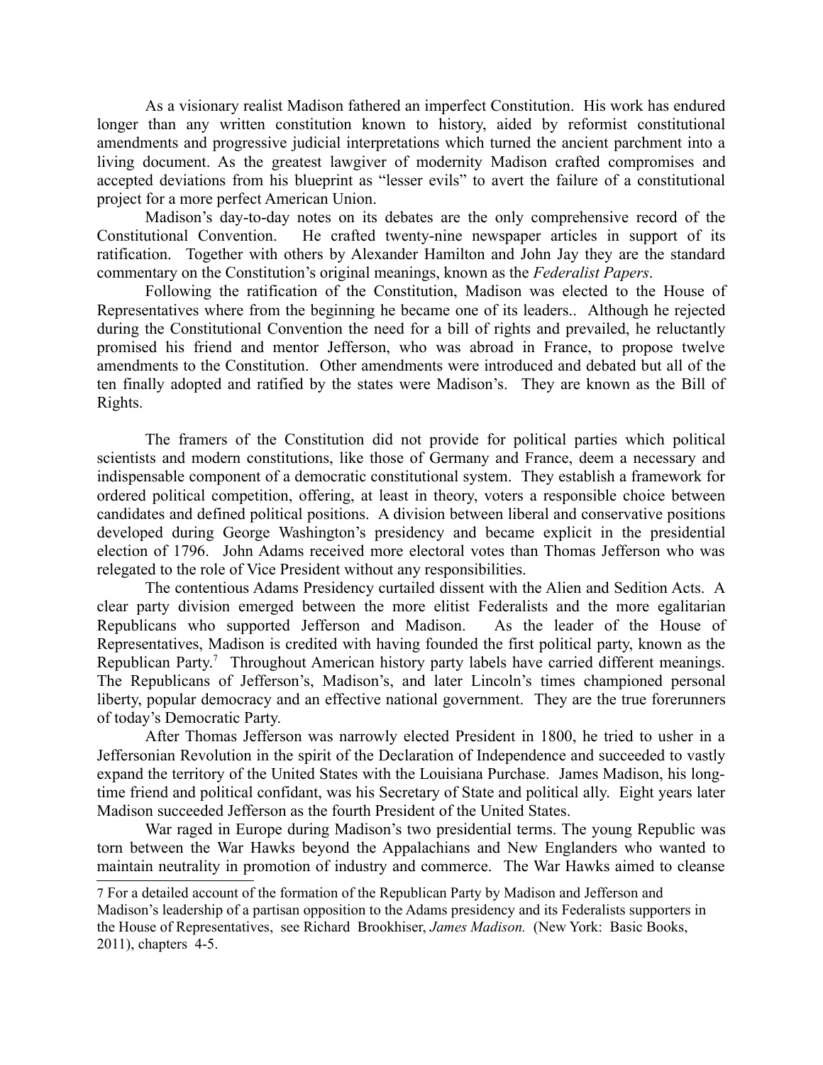As a visionary realist Madison fathered an imperfect Constitution. His work has endured longer than any written constitution known to history, aided by reformist constitutional amendments and progressive judicial interpretations which turned the ancient parchment into a living document. As the greatest lawgiver of modernity Madison crafted compromises and accepted deviations from his blueprint as "lesser evils" to avert the failure of a constitutional project for a more perfect American Union.

Madison's day-to-day notes on its debates are the only comprehensive record of the Constitutional Convention. He crafted twenty-nine newspaper articles in support of its ratification. Together with others by Alexander Hamilton and John Jay they are the standard commentary on the Constitution's original meanings, known as the *Federalist Papers*.

Following the ratification of the Constitution, Madison was elected to the House of Representatives where from the beginning he became one of its leaders.. Although he rejected during the Constitutional Convention the need for a bill of rights and prevailed, he reluctantly promised his friend and mentor Jefferson, who was abroad in France, to propose twelve amendments to the Constitution. Other amendments were introduced and debated but all of the ten finally adopted and ratified by the states were Madison's. They are known as the Bill of Rights.

The framers of the Constitution did not provide for political parties which political scientists and modern constitutions, like those of Germany and France, deem a necessary and indispensable component of a democratic constitutional system. They establish a framework for ordered political competition, offering, at least in theory, voters a responsible choice between candidates and defined political positions. A division between liberal and conservative positions developed during George Washington's presidency and became explicit in the presidential election of 1796. John Adams received more electoral votes than Thomas Jefferson who was relegated to the role of Vice President without any responsibilities.

The contentious Adams Presidency curtailed dissent with the Alien and Sedition Acts. A clear party division emerged between the more elitist Federalists and the more egalitarian Republicans who supported Jefferson and Madison. As the leader of the House of Representatives, Madison is credited with having founded the first political party, known as the Republican Party.[7] Throughout American history party labels have carried different meanings. The Republicans of Jefferson's, Madison's, and later Lincoln's times championed personal liberty, popular democracy and an effective national government. They are the true forerunners of today's Democratic Party.

After Thomas Jefferson was narrowly elected President in 1800, he tried to usher in a Jeffersonian Revolution in the spirit of the Declaration of Independence and succeeded to vastly expand the territory of the United States with the Louisiana Purchase. James Madison, his long-time friend and political confidant, was his Secretary of State and political ally. Eight years later Madison succeeded Jefferson as the fourth President of the United States.

War raged in Europe during Madison's two presidential terms. The young Republic was torn between the War Hawks beyond the Appalachians and New Englanders who wanted to maintain neutrality in promotion of industry and commerce. The War Hawks aimed to cleanse

---

7 For a detailed account of the formation of the Republican Party by Madison and Jefferson and Madison's leadership of a partisan opposition to the Adams presidency and its Federalists supporters in the House of Representatives, see Richard Brookhiser, *James Madison.* (New York: Basic Books, 2011), chapters 4-5.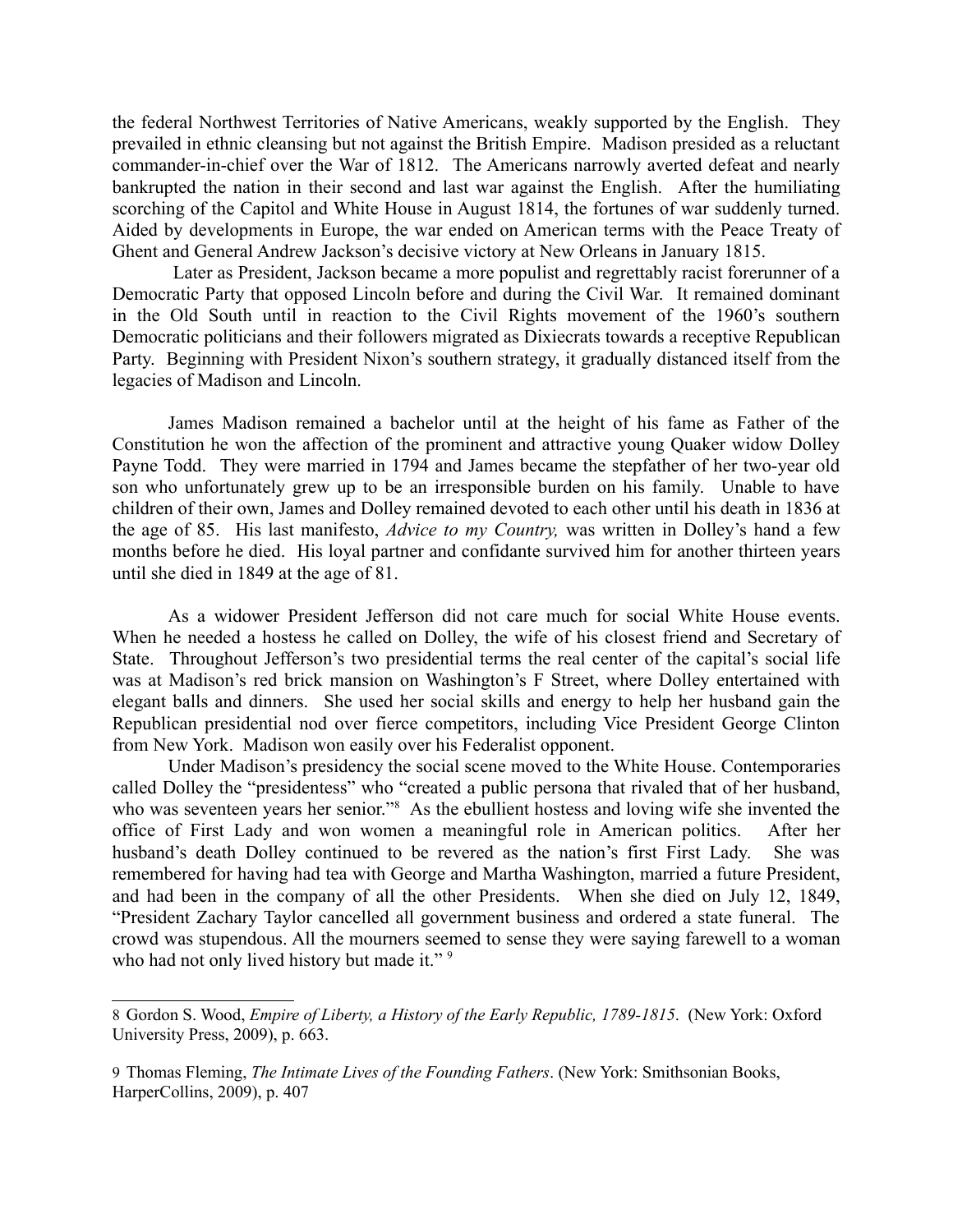the federal Northwest Territories of Native Americans, weakly supported by the English. They prevailed in ethnic cleansing but not against the British Empire. Madison presided as a reluctant commander-in-chief over the War of 1812. The Americans narrowly averted defeat and nearly bankrupted the nation in their second and last war against the English. After the humiliating scorching of the Capitol and White House in August 1814, the fortunes of war suddenly turned. Aided by developments in Europe, the war ended on American terms with the Peace Treaty of Ghent and General Andrew Jackson's decisive victory at New Orleans in January 1815.

Later as President, Jackson became a more populist and regrettably racist forerunner of a Democratic Party that opposed Lincoln before and during the Civil War. It remained dominant in the Old South until in reaction to the Civil Rights movement of the 1960's southern Democratic politicians and their followers migrated as Dixiecrats towards a receptive Republican Party. Beginning with President Nixon's southern strategy, it gradually distanced itself from the legacies of Madison and Lincoln.

James Madison remained a bachelor until at the height of his fame as Father of the Constitution he won the affection of the prominent and attractive young Quaker widow Dolley Payne Todd. They were married in 1794 and James became the stepfather of her two-year old son who unfortunately grew up to be an irresponsible burden on his family. Unable to have children of their own, James and Dolley remained devoted to each other until his death in 1836 at the age of 85. His last manifesto, *Advice to my Country,* was written in Dolley's hand a few months before he died. His loyal partner and confidante survived him for another thirteen years until she died in 1849 at the age of 81.

As a widower President Jefferson did not care much for social White House events. When he needed a hostess he called on Dolley, the wife of his closest friend and Secretary of State. Throughout Jefferson's two presidential terms the real center of the capital's social life was at Madison's red brick mansion on Washington's F Street, where Dolley entertained with elegant balls and dinners. She used her social skills and energy to help her husband gain the Republican presidential nod over fierce competitors, including Vice President George Clinton from New York. Madison won easily over his Federalist opponent.

Under Madison's presidency the social scene moved to the White House. Contemporaries called Dolley the "presidentess" who "created a public persona that rivaled that of her husband, who was seventeen years her senior."[8] As the ebullient hostess and loving wife she invented the office of First Lady and won women a meaningful role in American politics. After her husband's death Dolley continued to be revered as the nation's first First Lady. She was remembered for having had tea with George and Martha Washington, married a future President, and had been in the company of all the other Presidents. When she died on July 12, 1849, "President Zachary Taylor cancelled all government business and ordered a state funeral. The crowd was stupendous. All the mourners seemed to sense they were saying farewell to a woman who had not only lived history but made it." [9]

---

8 Gordon S. Wood, *Empire of Liberty, a History of the Early Republic, 1789-1815*. (New York: Oxford University Press, 2009), p. 663.

9 Thomas Fleming, *The Intimate Lives of the Founding Fathers*. (New York: Smithsonian Books, HarperCollins, 2009), p. 407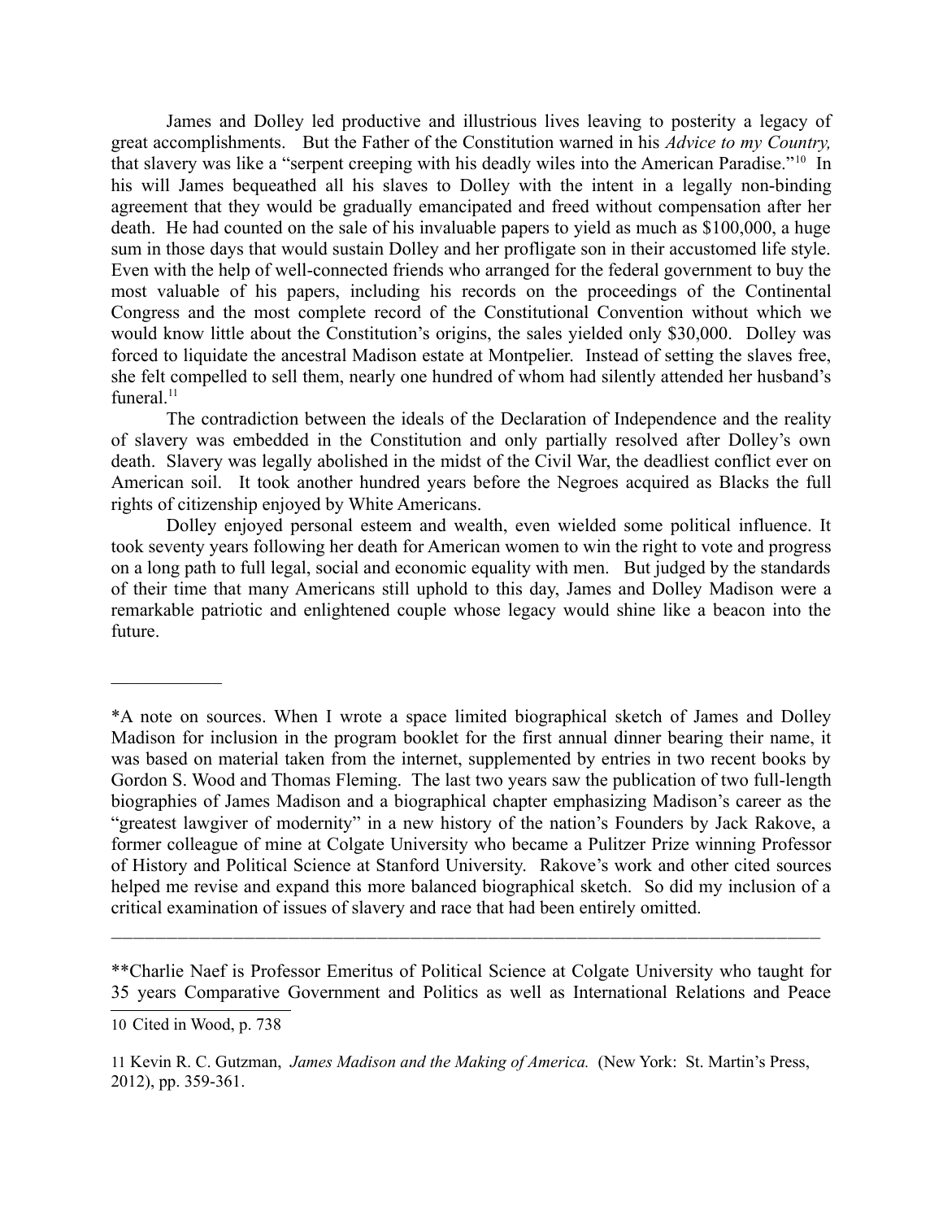James and Dolley led productive and illustrious lives leaving to posterity a legacy of great accomplishments. But the Father of the Constitution warned in his *Advice to my Country,* that slavery was like a "serpent creeping with his deadly wiles into the American Paradise."[10] In his will James bequeathed all his slaves to Dolley with the intent in a legally non-binding agreement that they would be gradually emancipated and freed without compensation after her death. He had counted on the sale of his invaluable papers to yield as much as $100,000, a huge sum in those days that would sustain Dolley and her profligate son in their accustomed life style. Even with the help of well-connected friends who arranged for the federal government to buy the most valuable of his papers, including his records on the proceedings of the Continental Congress and the most complete record of the Constitutional Convention without which we would know little about the Constitution's origins, the sales yielded only $30,000. Dolley was forced to liquidate the ancestral Madison estate at Montpelier. Instead of setting the slaves free, she felt compelled to sell them, nearly one hundred of whom had silently attended her husband's funeral.[11]

The contradiction between the ideals of the Declaration of Independence and the reality of slavery was embedded in the Constitution and only partially resolved after Dolley's own death. Slavery was legally abolished in the midst of the Civil War, the deadliest conflict ever on American soil. It took another hundred years before the Negroes acquired as Blacks the full rights of citizenship enjoyed by White Americans.

Dolley enjoyed personal esteem and wealth, even wielded some political influence. It took seventy years following her death for American women to win the right to vote and progress on a long path to full legal, social and economic equality with men. But judged by the standards of their time that many Americans still uphold to this day, James and Dolley Madison were a remarkable patriotic and enlightened couple whose legacy would shine like a beacon into the future.

---

*A note on sources. When I wrote a space limited biographical sketch of James and Dolley Madison for inclusion in the program booklet for the first annual dinner bearing their name, it was based on material taken from the internet, supplemented by entries in two recent books by Gordon S. Wood and Thomas Fleming. The last two years saw the publication of two full-length biographies of James Madison and a biographical chapter emphasizing Madison's career as the "greatest lawgiver of modernity" in a new history of the nation's Founders by Jack Rakove, a former colleague of mine at Colgate University who became a Pulitzer Prize winning Professor of History and Political Science at Stanford University. Rakove's work and other cited sources helped me revise and expand this more balanced biographical sketch. So did my inclusion of a critical examination of issues of slavery and race that had been entirely omitted.

---

**Charlie Naef is Professor Emeritus of Political Science at Colgate University who taught for 35 years Comparative Government and Politics as well as International Relations and Peace

---

10 Cited in Wood, p. 738

11 Kevin R. C. Gutzman, *James Madison and the Making of America.* (New York: St. Martin's Press, 2012), pp. 359-361.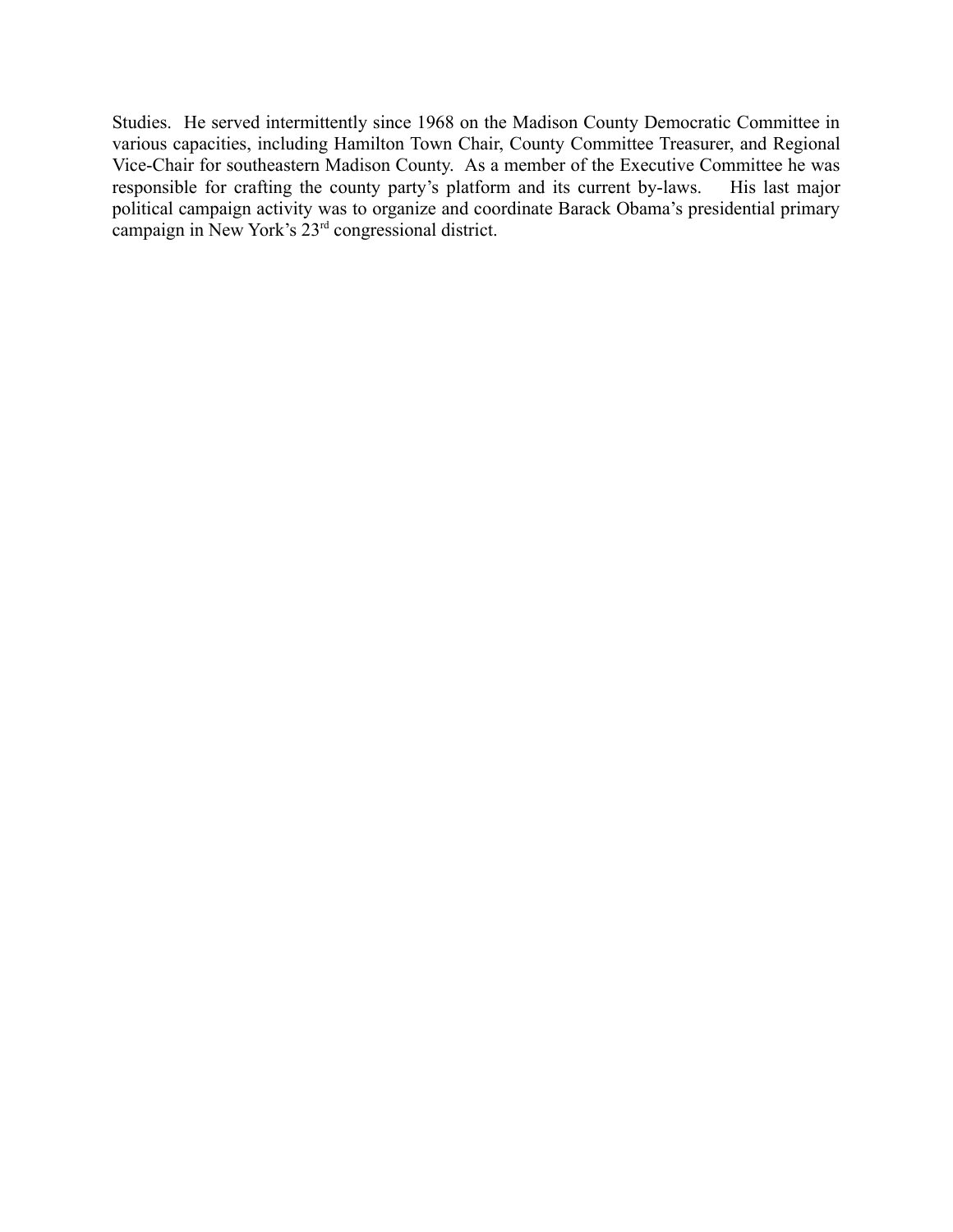Studies. He served intermittently since 1968 on the Madison County Democratic Committee in various capacities, including Hamilton Town Chair, County Committee Treasurer, and Regional Vice-Chair for southeastern Madison County. As a member of the Executive Committee he was responsible for crafting the county party's platform and its current by-laws. His last major political campaign activity was to organize and coordinate Barack Obama's presidential primary campaign in New York's 23rd congressional district.